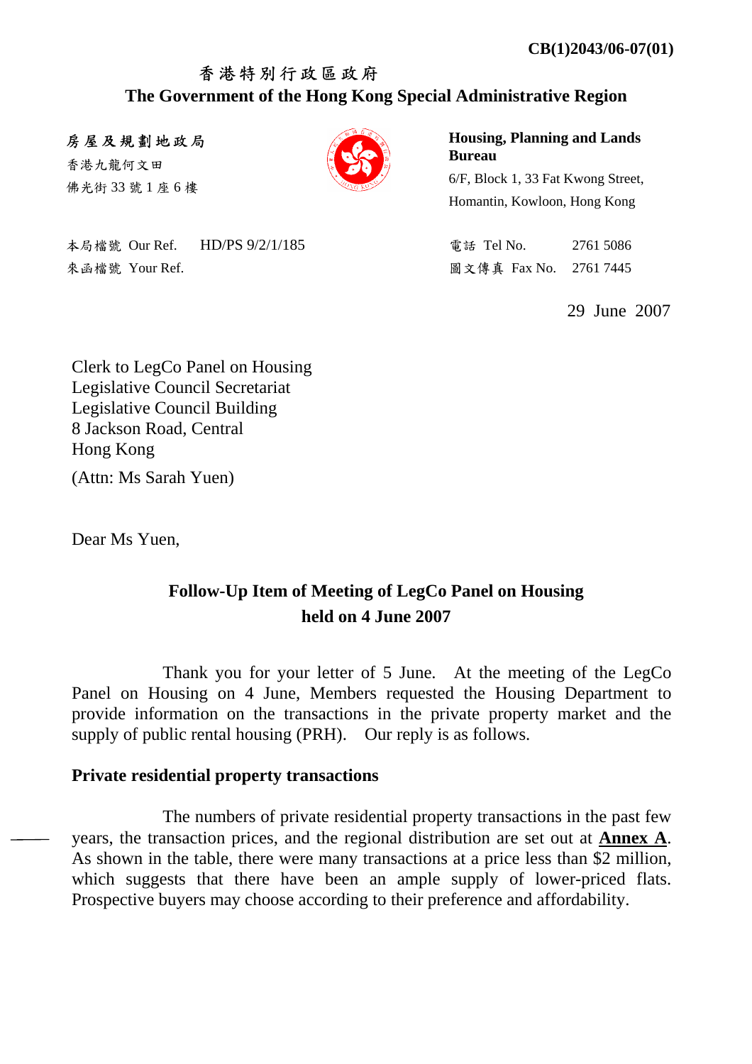**CB(1)2043/06-07(01)**

香港特別行政區政府
**The Government of the Hong Kong Special Administrative Region**

**房屋及規劃地政局**
香港九龍何文田
佛光街 33 號 1 座 6 樓

**Housing, Planning and Lands Bureau**
6/F, Block 1, 33 Fat Kwong Street,
Homantin, Kowloon, Hong Kong

本局檔號 Our Ref. HD/PS 9/2/1/185
來函檔號 Your Ref.

電話 Tel No. 2761 5086
圖文傳真 Fax No. 2761 7445

29 June 2007

Clerk to LegCo Panel on Housing
Legislative Council Secretariat
Legislative Council Building
8 Jackson Road, Central
Hong Kong

(Attn: Ms Sarah Yuen)

Dear Ms Yuen,

**Follow-Up Item of Meeting of LegCo Panel on Housing held on 4 June 2007**

Thank you for your letter of 5 June. At the meeting of the LegCo Panel on Housing on 4 June, Members requested the Housing Department to provide information on the transactions in the private property market and the supply of public rental housing (PRH). Our reply is as follows.

**Private residential property transactions**

The numbers of private residential property transactions in the past few years, the transaction prices, and the regional distribution are set out at **Annex A**. As shown in the table, there were many transactions at a price less than $2 million, which suggests that there have been an ample supply of lower-priced flats. Prospective buyers may choose according to their preference and affordability.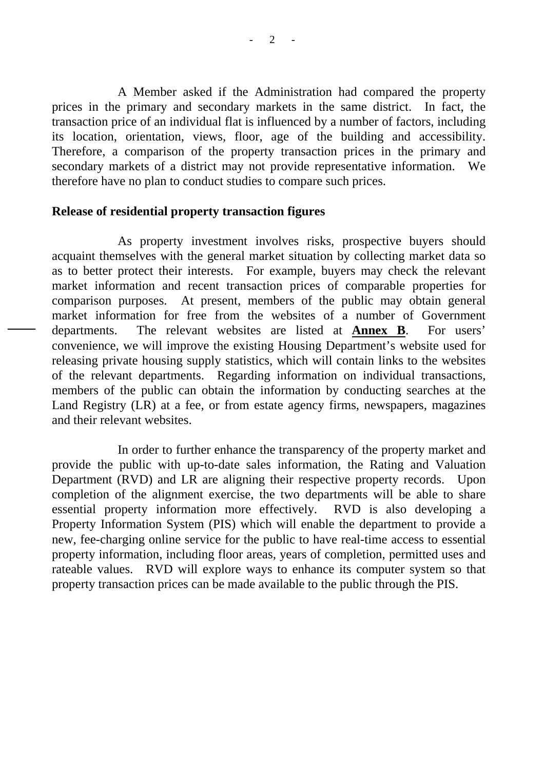A Member asked if the Administration had compared the property prices in the primary and secondary markets in the same district. In fact, the transaction price of an individual flat is influenced by a number of factors, including its location, orientation, views, floor, age of the building and accessibility. Therefore, a comparison of the property transaction prices in the primary and secondary markets of a district may not provide representative information. We therefore have no plan to conduct studies to compare such prices.

**Release of residential property transaction figures**

As property investment involves risks, prospective buyers should acquaint themselves with the general market situation by collecting market data so as to better protect their interests. For example, buyers may check the relevant market information and recent transaction prices of comparable properties for comparison purposes. At present, members of the public may obtain general market information for free from the websites of a number of Government departments. The relevant websites are listed at **Annex B**. For users' convenience, we will improve the existing Housing Department's website used for releasing private housing supply statistics, which will contain links to the websites of the relevant departments. Regarding information on individual transactions, members of the public can obtain the information by conducting searches at the Land Registry (LR) at a fee, or from estate agency firms, newspapers, magazines and their relevant websites.

In order to further enhance the transparency of the property market and provide the public with up-to-date sales information, the Rating and Valuation Department (RVD) and LR are aligning their respective property records. Upon completion of the alignment exercise, the two departments will be able to share essential property information more effectively. RVD is also developing a Property Information System (PIS) which will enable the department to provide a new, fee-charging online service for the public to have real-time access to essential property information, including floor areas, years of completion, permitted uses and rateable values. RVD will explore ways to enhance its computer system so that property transaction prices can be made available to the public through the PIS.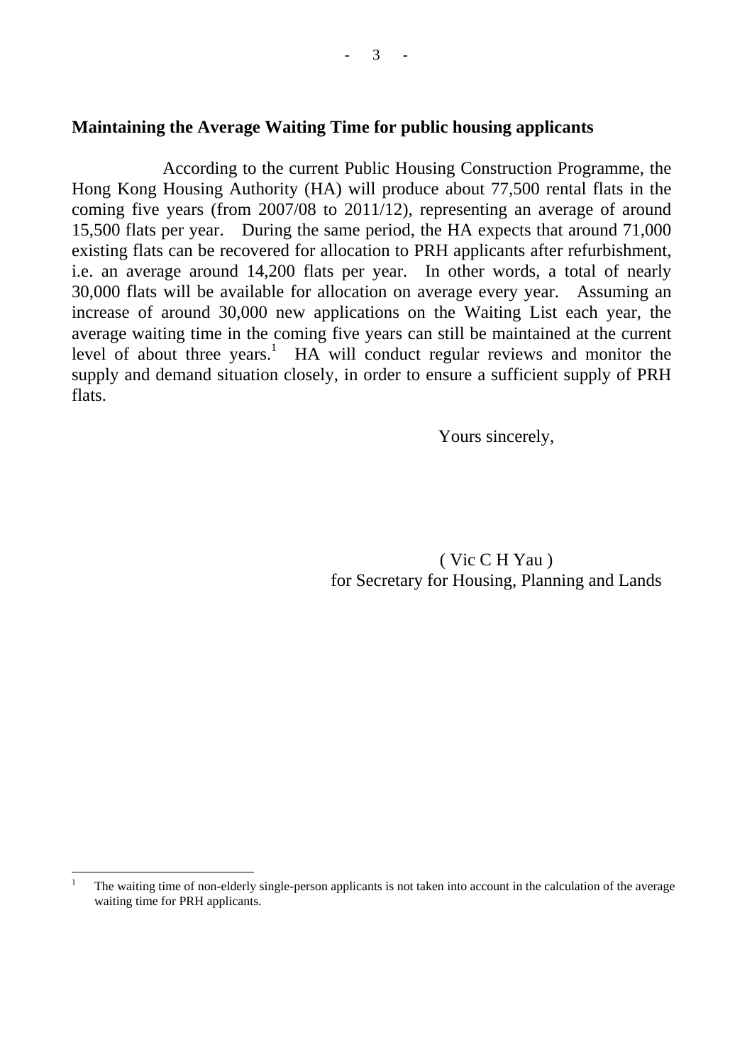**Maintaining the Average Waiting Time for public housing applicants**

According to the current Public Housing Construction Programme, the Hong Kong Housing Authority (HA) will produce about 77,500 rental flats in the coming five years (from 2007/08 to 2011/12), representing an average of around 15,500 flats per year. During the same period, the HA expects that around 71,000 existing flats can be recovered for allocation to PRH applicants after refurbishment, i.e. an average around 14,200 flats per year. In other words, a total of nearly 30,000 flats will be available for allocation on average every year. Assuming an increase of around 30,000 new applications on the Waiting List each year, the average waiting time in the coming five years can still be maintained at the current level of about three years.[1] HA will conduct regular reviews and monitor the supply and demand situation closely, in order to ensure a sufficient supply of PRH flats.

Yours sincerely,

( Vic C H Yau )
for Secretary for Housing, Planning and Lands

---

[1] The waiting time of non-elderly single-person applicants is not taken into account in the calculation of the average waiting time for PRH applicants.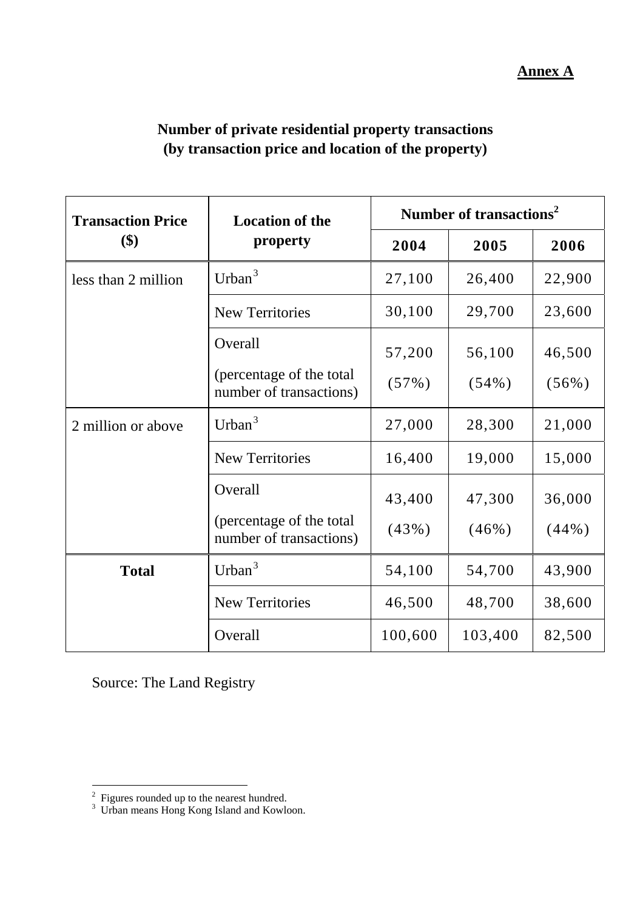**Annex A**

## Number of private residential property transactions (by transaction price and location of the property)

| Transaction Price ($) | Location of the property | Number of transactions[2] | | |
|---|---|---|---|---|
| | | 2004 | 2005 | 2006 |
| less than 2 million | Urban[3] | 27,100 | 26,400 | 22,900 |
| | New Territories | 30,100 | 29,700 | 23,600 |
| | Overall (percentage of the total number of transactions) | 57,200 (57%) | 56,100 (54%) | 46,500 (56%) |
| 2 million or above | Urban[3] | 27,000 | 28,300 | 21,000 |
| | New Territories | 16,400 | 19,000 | 15,000 |
| | Overall (percentage of the total number of transactions) | 43,400 (43%) | 47,300 (46%) | 36,000 (44%) |
| **Total** | Urban[3] | 54,100 | 54,700 | 43,900 |
| | New Territories | 46,500 | 48,700 | 38,600 |
| | Overall | 100,600 | 103,400 | 82,500 |

Source: The Land Registry

---

[2] Figures rounded up to the nearest hundred.

[3] Urban means Hong Kong Island and Kowloon.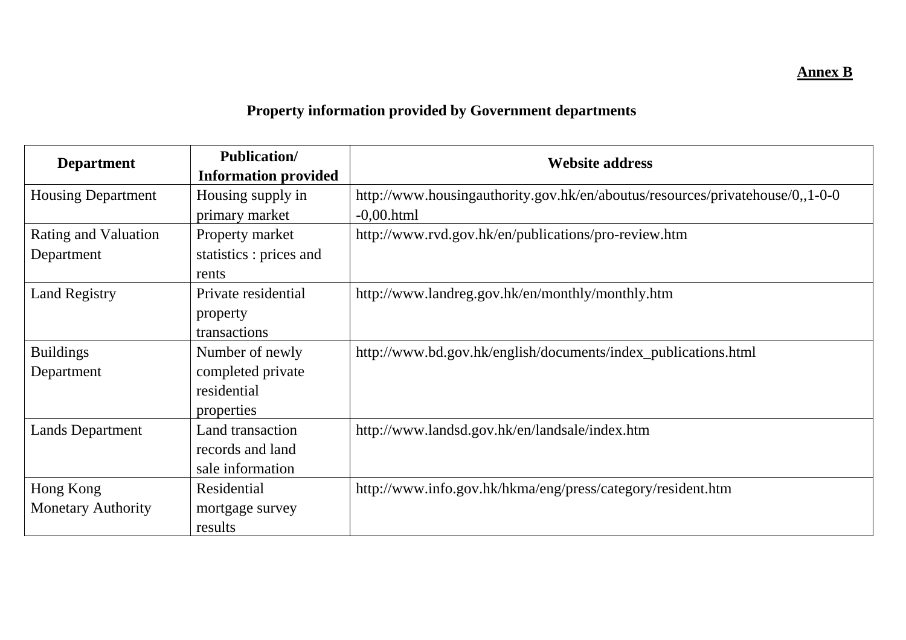**Annex B**

## Property information provided by Government departments

| Department | Publication/ Information provided | Website address |
|---|---|---|
| Housing Department | Housing supply in primary market | http://www.housingauthority.gov.hk/en/aboutus/resources/privatehouse/0,,1-0-0-0,00.html |
| Rating and Valuation Department | Property market statistics : prices and rents | http://www.rvd.gov.hk/en/publications/pro-review.htm |
| Land Registry | Private residential property transactions | http://www.landreg.gov.hk/en/monthly/monthly.htm |
| Buildings Department | Number of newly completed private residential properties | http://www.bd.gov.hk/english/documents/index_publications.html |
| Lands Department | Land transaction records and land sale information | http://www.landsd.gov.hk/en/landsale/index.htm |
| Hong Kong Monetary Authority | Residential mortgage survey results | http://www.info.gov.hk/hkma/eng/press/category/resident.htm |